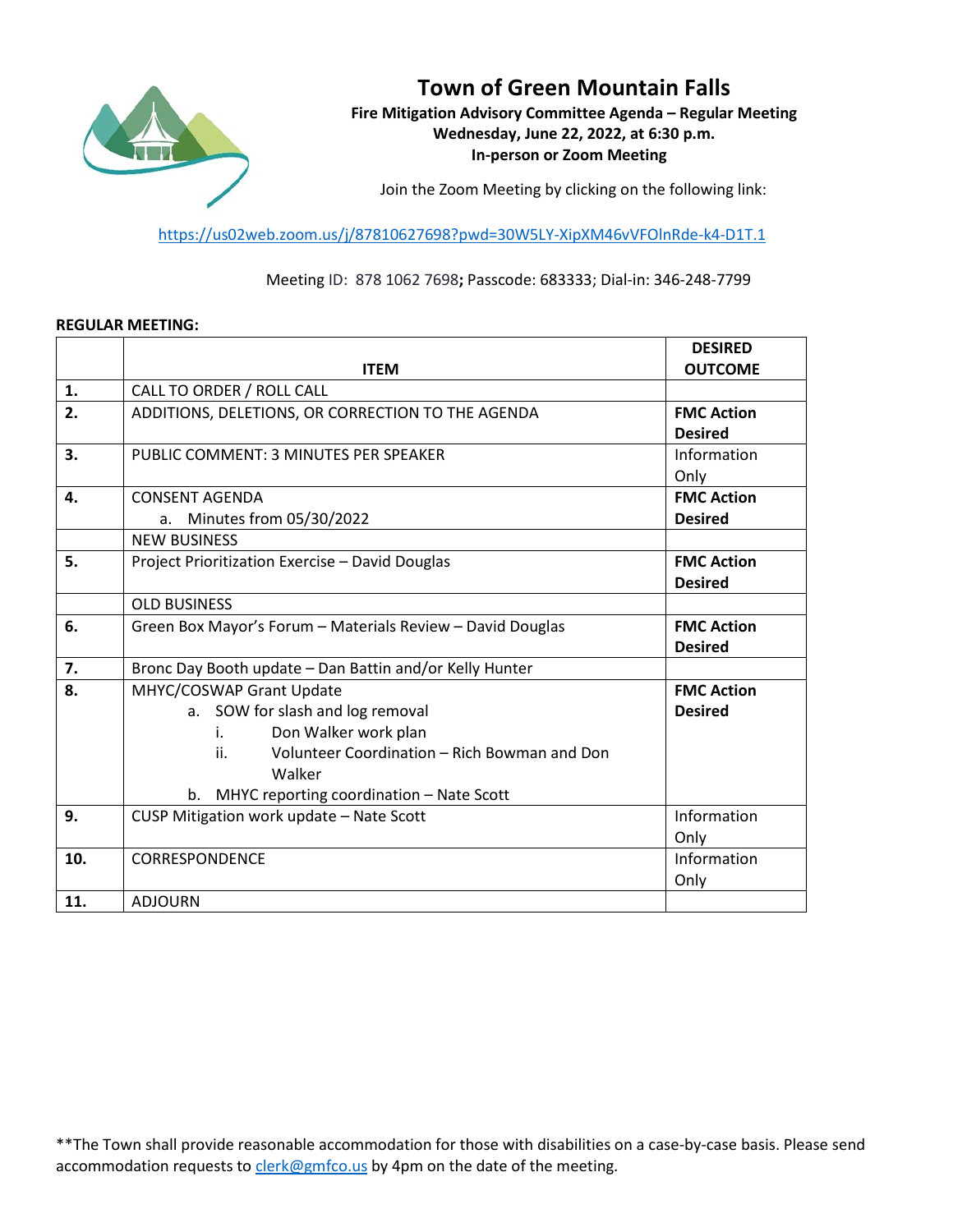# Town of Green Mountain Falls

**Fire Mitigation Advisory Committee Agenda – Regular Meeting**
**Wednesday, June 22, 2022, at 6:30 p.m.**
**In-person or Zoom Meeting**

Join the Zoom Meeting by clicking on the following link:

https://us02web.zoom.us/j/87810627698?pwd=30W5LY-XipXM46vVFOlnRde-k4-D1T.1

Meeting ID: 878 1062 7698**;** Passcode: 683333; Dial-in: 346-248-7799

**REGULAR MEETING:**

| | ITEM | DESIRED OUTCOME |
|---|---|---|
| **1.** | CALL TO ORDER / ROLL CALL | |
| **2.** | ADDITIONS, DELETIONS, OR CORRECTION TO THE AGENDA | **FMC Action Desired** |
| **3.** | PUBLIC COMMENT: 3 MINUTES PER SPEAKER | Information Only |
| **4.** | CONSENT AGENDA<br>a. Minutes from 05/30/2022 | **FMC Action Desired** |
| | NEW BUSINESS | |
| **5.** | Project Prioritization Exercise – David Douglas | **FMC Action Desired** |
| | OLD BUSINESS | |
| **6.** | Green Box Mayor's Forum – Materials Review – David Douglas | **FMC Action Desired** |
| **7.** | Bronc Day Booth update – Dan Battin and/or Kelly Hunter | |
| **8.** | MHYC/COSWAP Grant Update<br>a. SOW for slash and log removal<br>i. Don Walker work plan<br>ii. Volunteer Coordination – Rich Bowman and Don Walker<br>b. MHYC reporting coordination – Nate Scott | **FMC Action Desired** |
| **9.** | CUSP Mitigation work update – Nate Scott | Information Only |
| **10.** | CORRESPONDENCE | Information Only |
| **11.** | ADJOURN | |

**The Town shall provide reasonable accommodation for those with disabilities on a case-by-case basis. Please send accommodation requests to clerk@gmfco.us by 4pm on the date of the meeting.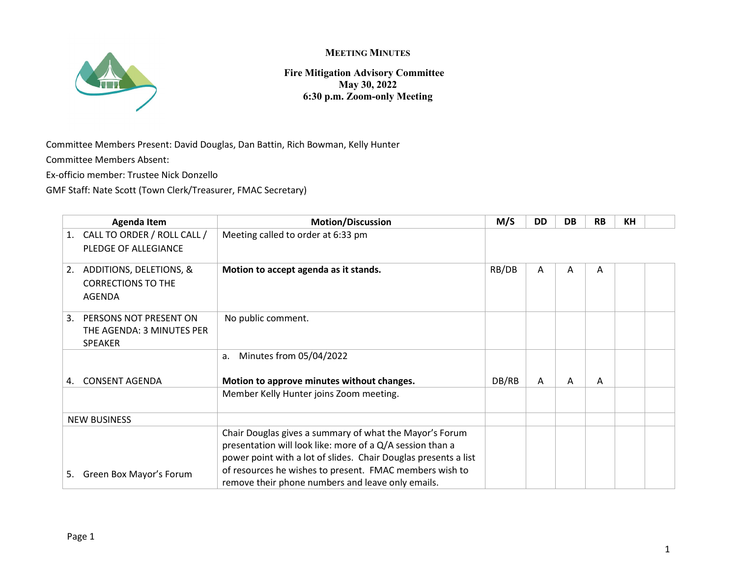**MEETING MINUTES**

**Fire Mitigation Advisory Committee**
**May 30, 2022**
**6:30 p.m. Zoom-only Meeting**

Committee Members Present: David Douglas, Dan Battin, Rich Bowman, Kelly Hunter

Committee Members Absent:

Ex-officio member: Trustee Nick Donzello

GMF Staff: Nate Scott (Town Clerk/Treasurer, FMAC Secretary)

| Agenda Item | Motion/Discussion | M/S | DD | DB | RB | KH | |
|---|---|---|---|---|---|---|---|
| 1. CALL TO ORDER / ROLL CALL / PLEDGE OF ALLEGIANCE | Meeting called to order at 6:33 pm | | | | | | |
| 2. ADDITIONS, DELETIONS, & CORRECTIONS TO THE AGENDA | **Motion to accept agenda as it stands.** | RB/DB | A | A | A | | |
| 3. PERSONS NOT PRESENT ON THE AGENDA: 3 MINUTES PER SPEAKER | No public comment. | | | | | | |
| 4. CONSENT AGENDA | a. Minutes from 05/04/2022<br><br>**Motion to approve minutes without changes.** | DB/RB | A | A | A | | |
| | Member Kelly Hunter joins Zoom meeting. | | | | | | |
| NEW BUSINESS | | | | | | | |
| 5. Green Box Mayor's Forum | Chair Douglas gives a summary of what the Mayor's Forum presentation will look like: more of a Q/A session than a power point with a lot of slides. Chair Douglas presents a list of resources he wishes to present. FMAC members wish to remove their phone numbers and leave only emails. | | | | | | |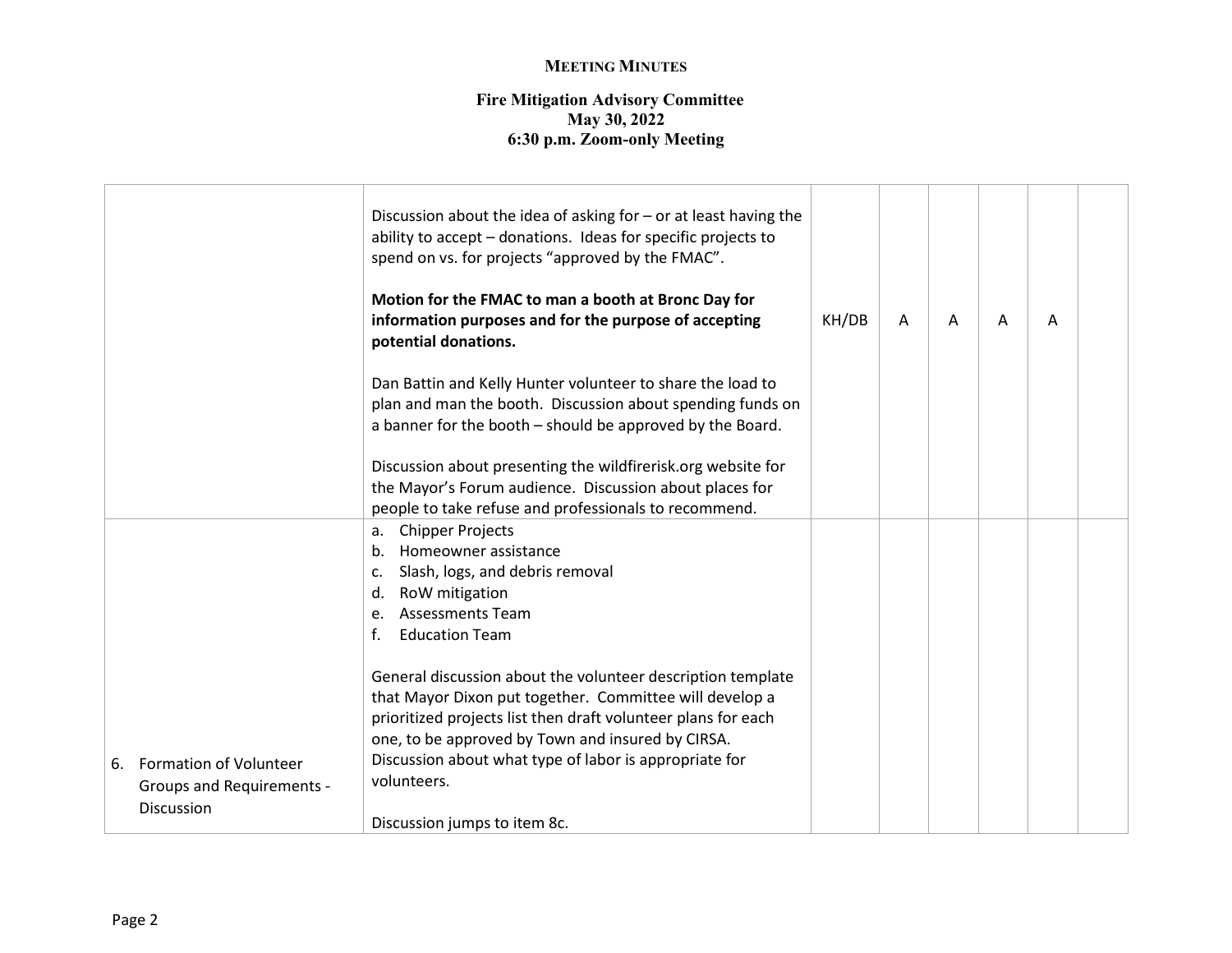**MEETING MINUTES**

**Fire Mitigation Advisory Committee**
**May 30, 2022**
**6:30 p.m. Zoom-only Meeting**

| | | | | | | | |
|---|---|---|---|---|---|---|---|
| | Discussion about the idea of asking for – or at least having the ability to accept – donations. Ideas for specific projects to spend on vs. for projects "approved by the FMAC".<br><br>**Motion for the FMAC to man a booth at Bronc Day for information purposes and for the purpose of accepting potential donations.**<br><br>Dan Battin and Kelly Hunter volunteer to share the load to plan and man the booth. Discussion about spending funds on a banner for the booth – should be approved by the Board.<br><br>Discussion about presenting the wildfirerisk.org website for the Mayor's Forum audience. Discussion about places for people to take refuse and professionals to recommend. | KH/DB | A | A | A | A | |
| 6. Formation of Volunteer Groups and Requirements - Discussion | a. Chipper Projects<br>b. Homeowner assistance<br>c. Slash, logs, and debris removal<br>d. RoW mitigation<br>e. Assessments Team<br>f. Education Team<br><br>General discussion about the volunteer description template that Mayor Dixon put together. Committee will develop a prioritized projects list then draft volunteer plans for each one, to be approved by Town and insured by CIRSA. Discussion about what type of labor is appropriate for volunteers.<br><br>Discussion jumps to item 8c. | | | | | | |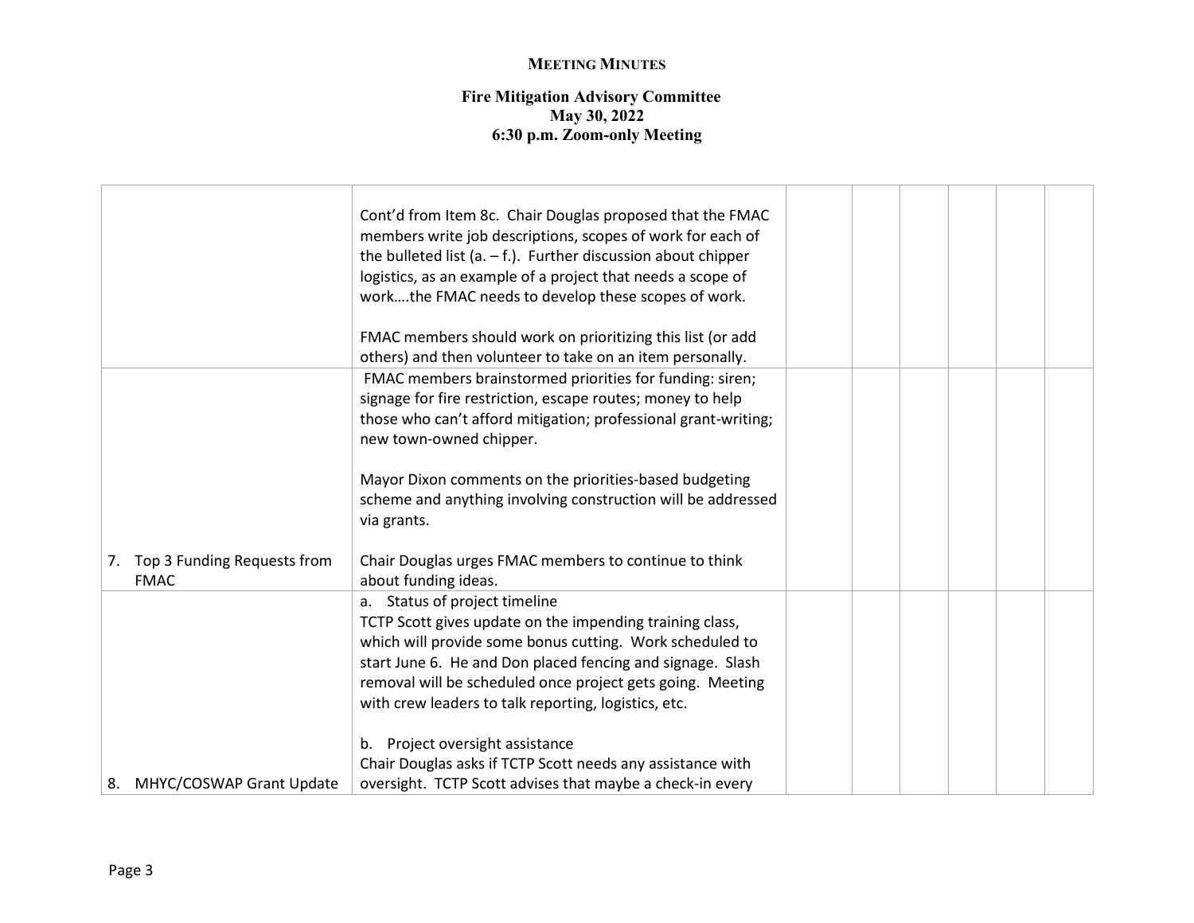**MEETING MINUTES**

**Fire Mitigation Advisory Committee**
**May 30, 2022**
**6:30 p.m. Zoom-only Meeting**

| | | | | | | | |
|---|---|---|---|---|---|---|---|
| | Cont'd from Item 8c. Chair Douglas proposed that the FMAC members write job descriptions, scopes of work for each of the bulleted list (a. – f.). Further discussion about chipper logistics, as an example of a project that needs a scope of work….the FMAC needs to develop these scopes of work.<br><br>FMAC members should work on prioritizing this list (or add others) and then volunteer to take on an item personally. | | | | | | |
| 7. Top 3 Funding Requests from FMAC | FMAC members brainstormed priorities for funding: siren; signage for fire restriction, escape routes; money to help those who can't afford mitigation; professional grant-writing; new town-owned chipper.<br><br>Mayor Dixon comments on the priorities-based budgeting scheme and anything involving construction will be addressed via grants.<br><br>Chair Douglas urges FMAC members to continue to think about funding ideas. | | | | | | |
| 8. MHYC/COSWAP Grant Update | a. Status of project timeline<br>TCTP Scott gives update on the impending training class, which will provide some bonus cutting. Work scheduled to start June 6. He and Don placed fencing and signage. Slash removal will be scheduled once project gets going. Meeting with crew leaders to talk reporting, logistics, etc.<br><br>b. Project oversight assistance<br>Chair Douglas asks if TCTP Scott needs any assistance with oversight. TCTP Scott advises that maybe a check-in every | | | | | | |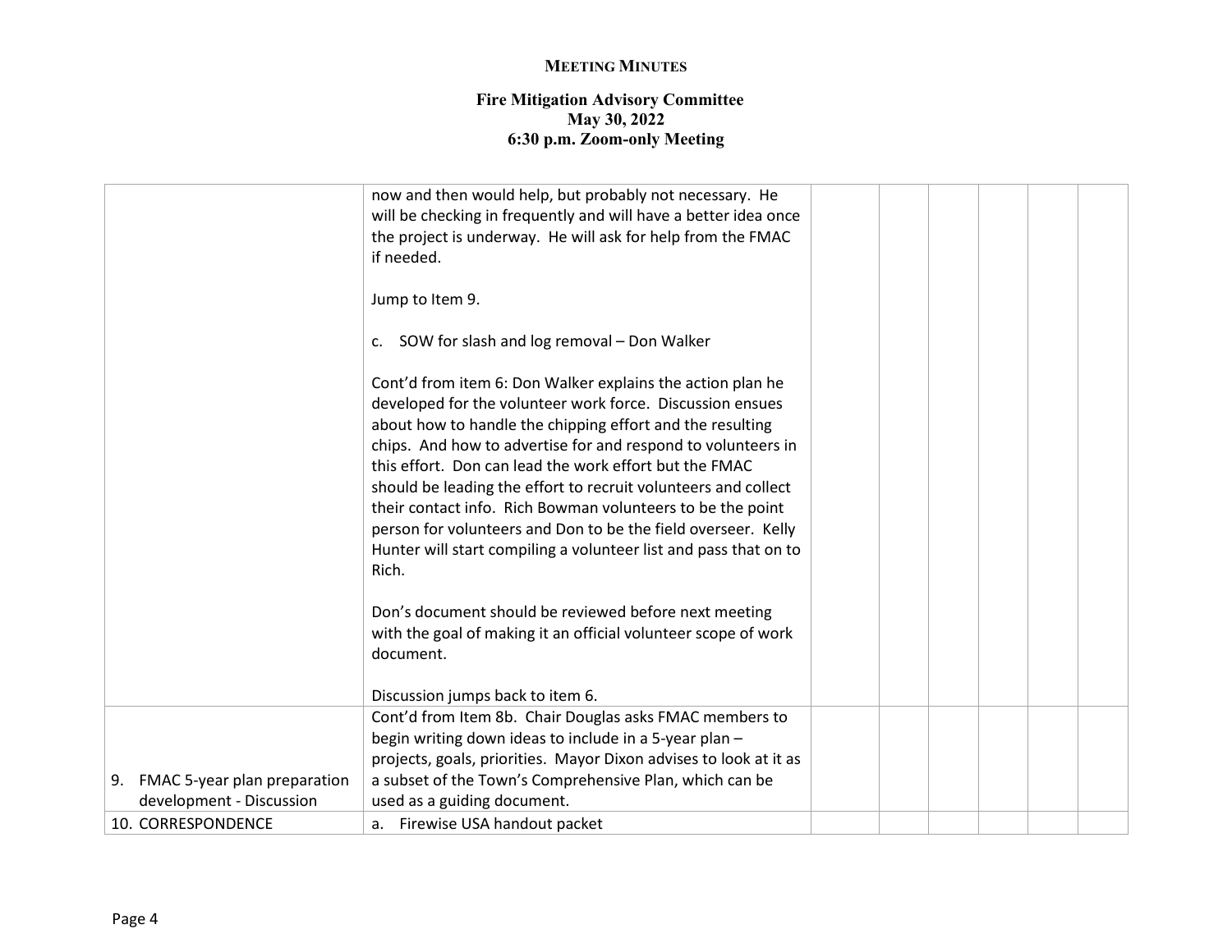**MEETING MINUTES**

**Fire Mitigation Advisory Committee**
**May 30, 2022**
**6:30 p.m. Zoom-only Meeting**

| | | | | | | | |
|---|---|---|---|---|---|---|---|
| | now and then would help, but probably not necessary. He will be checking in frequently and will have a better idea once the project is underway. He will ask for help from the FMAC if needed.<br><br>Jump to Item 9.<br><br>c. SOW for slash and log removal – Don Walker<br><br>Cont'd from item 6: Don Walker explains the action plan he developed for the volunteer work force. Discussion ensues about how to handle the chipping effort and the resulting chips. And how to advertise for and respond to volunteers in this effort. Don can lead the work effort but the FMAC should be leading the effort to recruit volunteers and collect their contact info. Rich Bowman volunteers to be the point person for volunteers and Don to be the field overseer. Kelly Hunter will start compiling a volunteer list and pass that on to Rich.<br><br>Don's document should be reviewed before next meeting with the goal of making it an official volunteer scope of work document.<br><br>Discussion jumps back to item 6. | | | | | | |
| 9. FMAC 5-year plan preparation development - Discussion | Cont'd from Item 8b. Chair Douglas asks FMAC members to begin writing down ideas to include in a 5-year plan – projects, goals, priorities. Mayor Dixon advises to look at it as a subset of the Town's Comprehensive Plan, which can be used as a guiding document. | | | | | | |
| 10. CORRESPONDENCE | a. Firewise USA handout packet | | | | | | |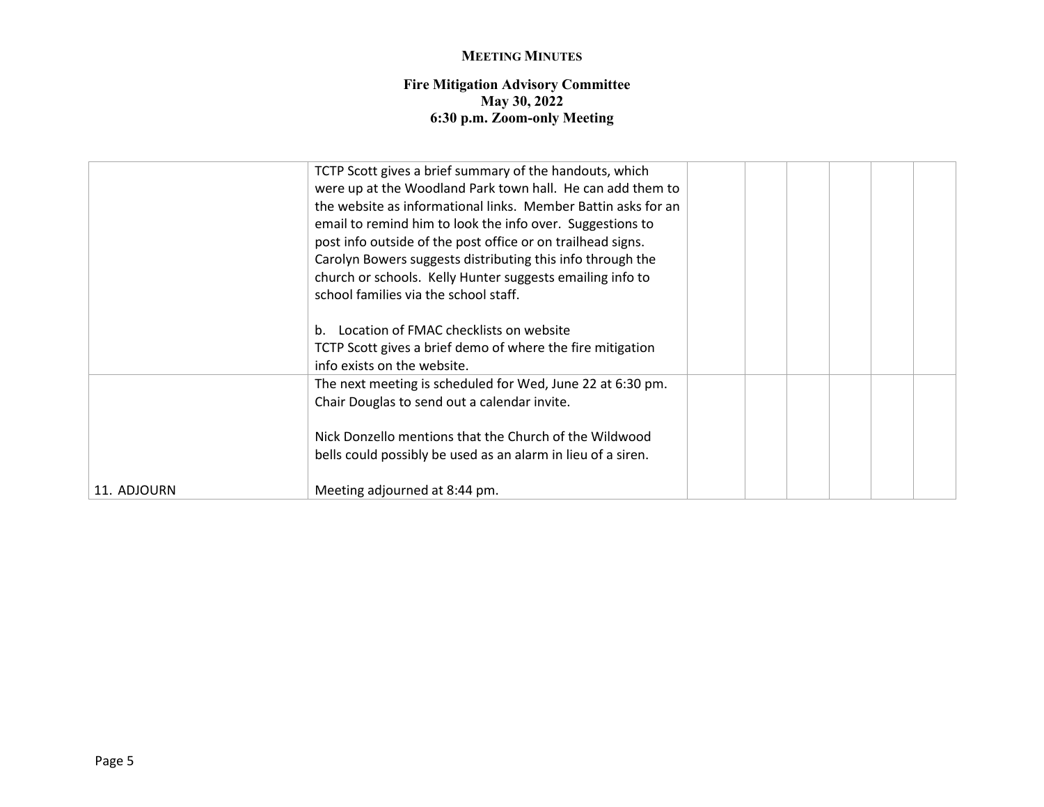**MEETING MINUTES**

**Fire Mitigation Advisory Committee**
**May 30, 2022**
**6:30 p.m. Zoom-only Meeting**

| | | | | | | | |
|---|---|---|---|---|---|---|---|
| | TCTP Scott gives a brief summary of the handouts, which were up at the Woodland Park town hall. He can add them to the website as informational links. Member Battin asks for an email to remind him to look the info over. Suggestions to post info outside of the post office or on trailhead signs. Carolyn Bowers suggests distributing this info through the church or schools. Kelly Hunter suggests emailing info to school families via the school staff.<br><br>b. Location of FMAC checklists on website<br>TCTP Scott gives a brief demo of where the fire mitigation info exists on the website. | | | | | | |
| 11. ADJOURN | The next meeting is scheduled for Wed, June 22 at 6:30 pm. Chair Douglas to send out a calendar invite.<br><br>Nick Donzello mentions that the Church of the Wildwood bells could possibly be used as an alarm in lieu of a siren.<br><br>Meeting adjourned at 8:44 pm. | | | | | | |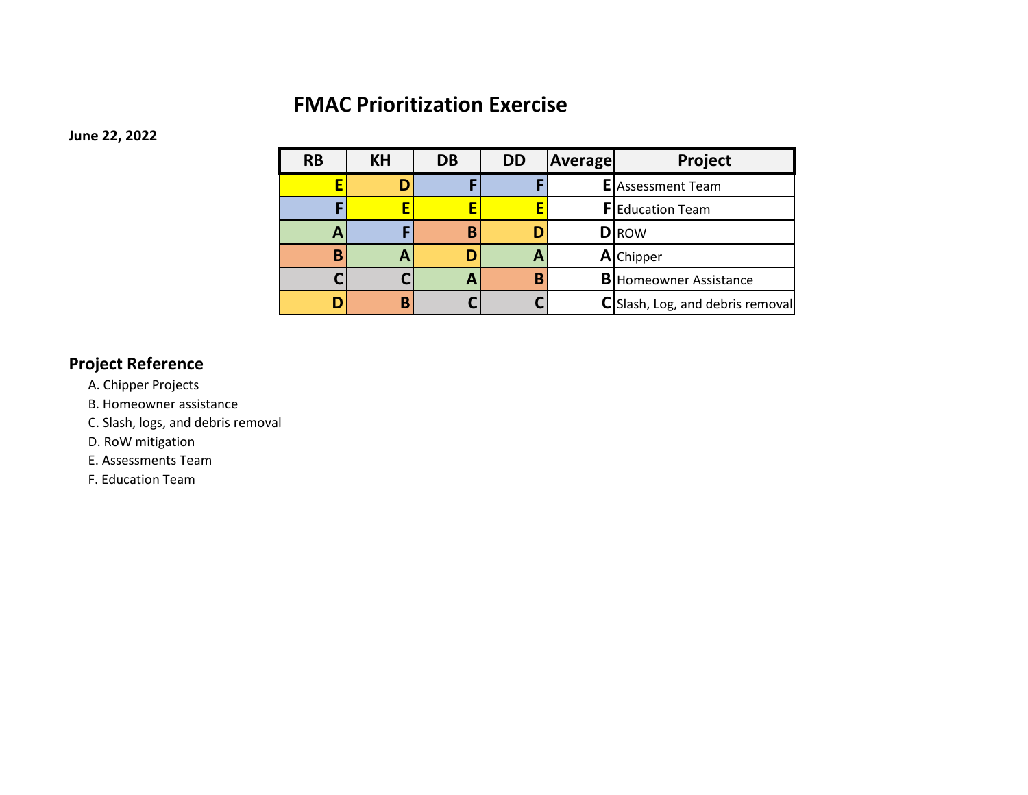# FMAC Prioritization Exercise

**June 22, 2022**

| RB | KH | DB | DD | Average | Project |
|---|---|---|---|---|---|
| E | D | F | F | E | Assessment Team |
| F | E | E | E | F | Education Team |
| A | F | B | D | D | ROW |
| B | A | D | A | A | Chipper |
| C | C | A | B | B | Homeowner Assistance |
| D | B | C | C | C | Slash, Log, and debris removal |

## Project Reference

A. Chipper Projects
B. Homeowner assistance
C. Slash, logs, and debris removal
D. RoW mitigation
E. Assessments Team
F. Education Team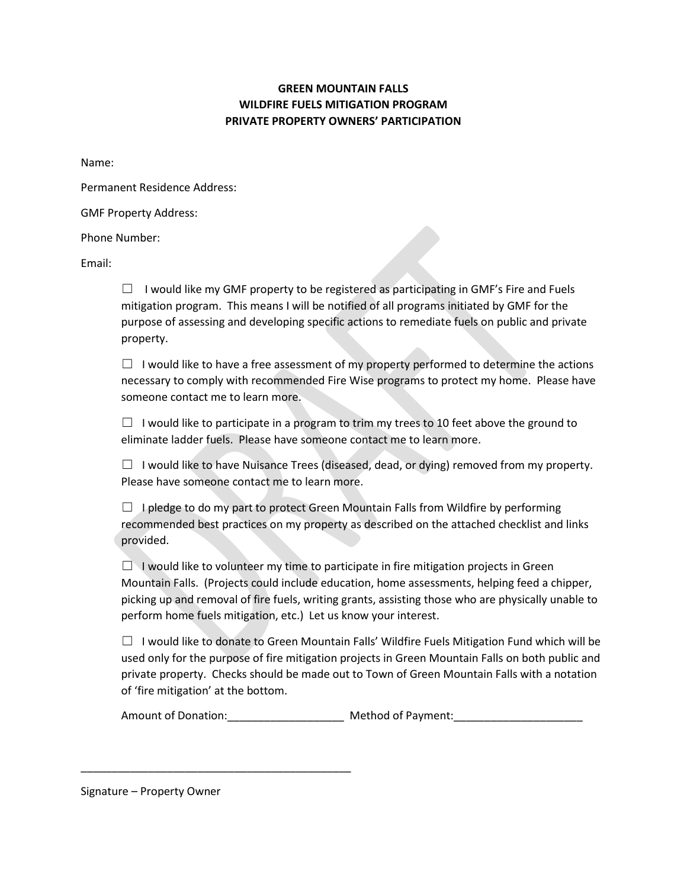**GREEN MOUNTAIN FALLS**
**WILDFIRE FUELS MITIGATION PROGRAM**
**PRIVATE PROPERTY OWNERS' PARTICIPATION**

Name:

Permanent Residence Address:

GMF Property Address:

Phone Number:

Email:

☐ I would like my GMF property to be registered as participating in GMF's Fire and Fuels mitigation program. This means I will be notified of all programs initiated by GMF for the purpose of assessing and developing specific actions to remediate fuels on public and private property.

☐ I would like to have a free assessment of my property performed to determine the actions necessary to comply with recommended Fire Wise programs to protect my home. Please have someone contact me to learn more.

☐ I would like to participate in a program to trim my trees to 10 feet above the ground to eliminate ladder fuels. Please have someone contact me to learn more.

☐ I would like to have Nuisance Trees (diseased, dead, or dying) removed from my property. Please have someone contact me to learn more.

☐ I pledge to do my part to protect Green Mountain Falls from Wildfire by performing recommended best practices on my property as described on the attached checklist and links provided.

☐ I would like to volunteer my time to participate in fire mitigation projects in Green Mountain Falls. (Projects could include education, home assessments, helping feed a chipper, picking up and removal of fire fuels, writing grants, assisting those who are physically unable to perform home fuels mitigation, etc.) Let us know your interest.

☐ I would like to donate to Green Mountain Falls' Wildfire Fuels Mitigation Fund which will be used only for the purpose of fire mitigation projects in Green Mountain Falls on both public and private property. Checks should be made out to Town of Green Mountain Falls with a notation of 'fire mitigation' at the bottom.

Amount of Donation:___________________ Method of Payment:_____________________

_____________________________________________

Signature – Property Owner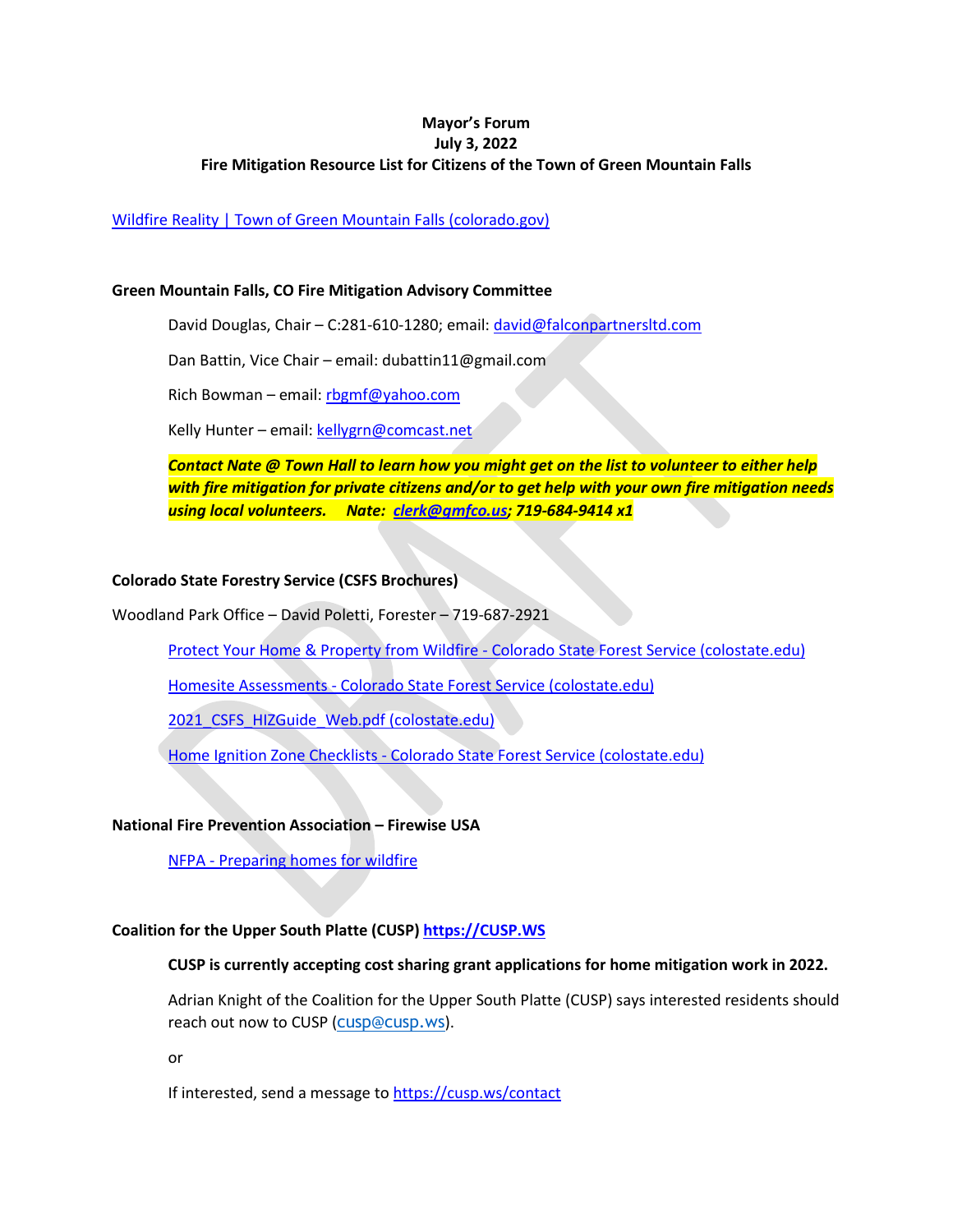**Mayor's Forum**
**July 3, 2022**
**Fire Mitigation Resource List for Citizens of the Town of Green Mountain Falls**

[Wildfire Reality | Town of Green Mountain Falls (colorado.gov)]

**Green Mountain Falls, CO Fire Mitigation Advisory Committee**

David Douglas, Chair – C:281-610-1280; email: david@falconpartnersltd.com

Dan Battin, Vice Chair – email: dubattin11@gmail.com

Rich Bowman – email: rbgmf@yahoo.com

Kelly Hunter – email: kellygrn@comcast.net

***Contact Nate @ Town Hall to learn how you might get on the list to volunteer to either help with fire mitigation for private citizens and/or to get help with your own fire mitigation needs using local volunteers. Nate: clerk@gmfco.us; 719-684-9414 x1***

**Colorado State Forestry Service (CSFS Brochures)**

Woodland Park Office – David Poletti, Forester – 719-687-2921

[Protect Your Home & Property from Wildfire - Colorado State Forest Service (colostate.edu)]

[Homesite Assessments - Colorado State Forest Service (colostate.edu)]

[2021_CSFS_HIZGuide_Web.pdf (colostate.edu)]

[Home Ignition Zone Checklists - Colorado State Forest Service (colostate.edu)]

**National Fire Prevention Association – Firewise USA**

[NFPA - Preparing homes for wildfire]

**Coalition for the Upper South Platte (CUSP) https://CUSP.WS**

**CUSP is currently accepting cost sharing grant applications for home mitigation work in 2022.**

Adrian Knight of the Coalition for the Upper South Platte (CUSP) says interested residents should reach out now to CUSP (cusp@cusp.ws).

or

If interested, send a message to https://cusp.ws/contact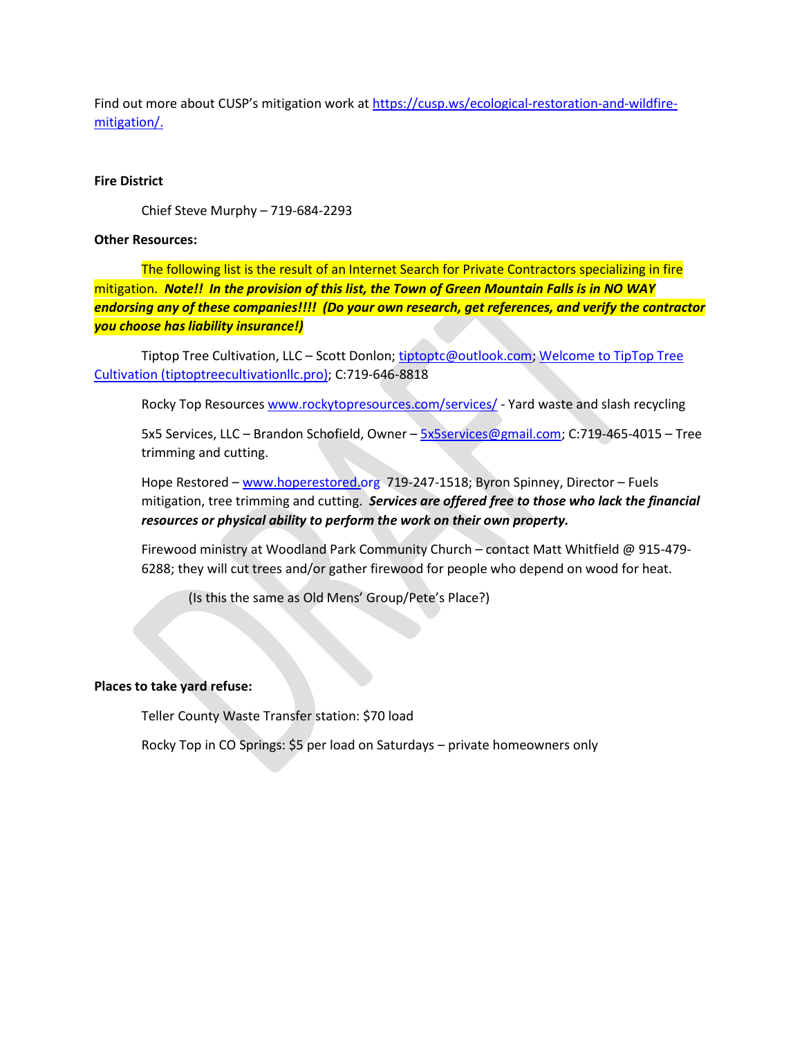Find out more about CUSP's mitigation work at [https://cusp.ws/ecological-restoration-and-wildfire-mitigation/.](https://cusp.ws/ecological-restoration-and-wildfire-mitigation/)

**Fire District**

Chief Steve Murphy – 719-684-2293

**Other Resources:**

The following list is the result of an Internet Search for Private Contractors specializing in fire mitigation. ***Note!! In the provision of this list, the Town of Green Mountain Falls is in NO WAY endorsing any of these companies!!!! (Do your own research, get references, and verify the contractor you choose has liability insurance!)***

Tiptop Tree Cultivation, LLC – Scott Donlon; tiptoptc@outlook.com; Welcome to TipTop Tree Cultivation (tiptoptreecultivationllc.pro); C:719-646-8818

Rocky Top Resources www.rockytopresources.com/services/ - Yard waste and slash recycling

5x5 Services, LLC – Brandon Schofield, Owner – 5x5services@gmail.com; C:719-465-4015 – Tree trimming and cutting.

Hope Restored – www.hoperestored.org 719-247-1518; Byron Spinney, Director – Fuels mitigation, tree trimming and cutting. ***Services are offered free to those who lack the financial resources or physical ability to perform the work on their own property.***

Firewood ministry at Woodland Park Community Church – contact Matt Whitfield @ 915-479-6288; they will cut trees and/or gather firewood for people who depend on wood for heat.

(Is this the same as Old Mens' Group/Pete's Place?)

**Places to take yard refuse:**

Teller County Waste Transfer station: $70 load

Rocky Top in CO Springs: $5 per load on Saturdays – private homeowners only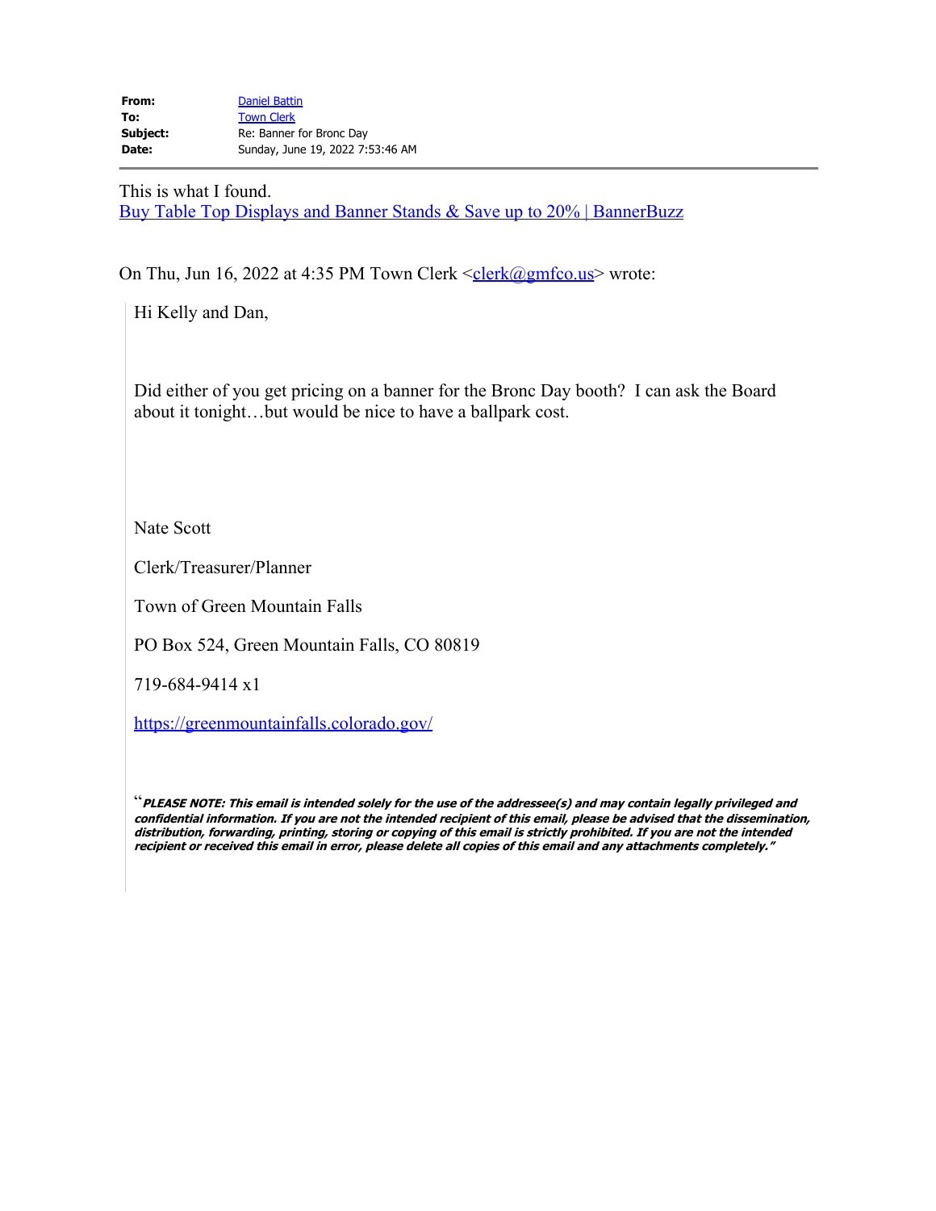| | |
|---|---|
| **From:** | Daniel Battin |
| **To:** | Town Clerk |
| **Subject:** | Re: Banner for Bronc Day |
| **Date:** | Sunday, June 19, 2022 7:53:46 AM |

---

This is what I found.
Buy Table Top Displays and Banner Stands & Save up to 20% | BannerBuzz

On Thu, Jun 16, 2022 at 4:35 PM Town Clerk <clerk@gmfco.us> wrote:

> Hi Kelly and Dan,
>
> Did either of you get pricing on a banner for the Bronc Day booth? I can ask the Board about it tonight…but would be nice to have a ballpark cost.
>
> Nate Scott
>
> Clerk/Treasurer/Planner
>
> Town of Green Mountain Falls
>
> PO Box 524, Green Mountain Falls, CO 80819
>
> 719-684-9414 x1
>
> https://greenmountainfalls.colorado.gov/
>
> "***PLEASE NOTE: This email is intended solely for the use of the addressee(s) and may contain legally privileged and confidential information. If you are not the intended recipient of this email, please be advised that the dissemination, distribution, forwarding, printing, storing or copying of this email is strictly prohibited. If you are not the intended recipient or received this email in error, please delete all copies of this email and any attachments completely."***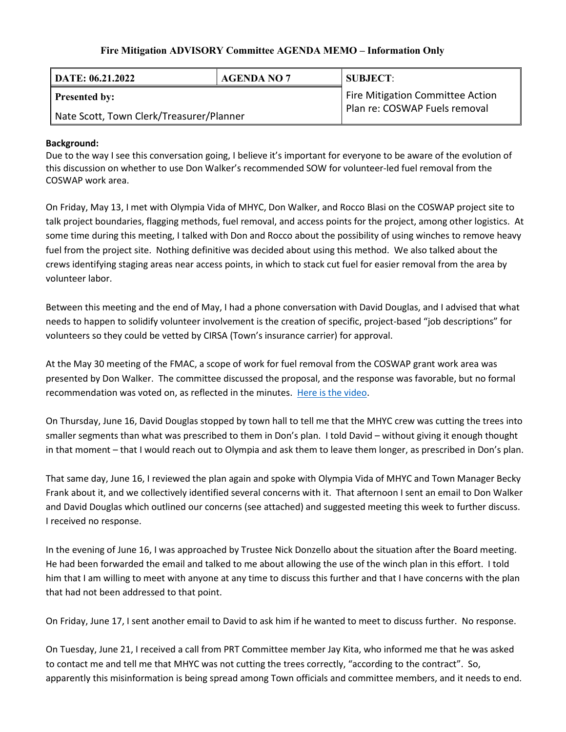**Fire Mitigation ADVISORY Committee AGENDA MEMO – Information Only**

| DATE: 06.21.2022 | AGENDA NO 7 | SUBJECT: |
|---|---|---|
| Presented by: Nate Scott, Town Clerk/Treasurer/Planner | | Fire Mitigation Committee Action Plan re: COSWAP Fuels removal |

**Background:**

Due to the way I see this conversation going, I believe it's important for everyone to be aware of the evolution of this discussion on whether to use Don Walker's recommended SOW for volunteer-led fuel removal from the COSWAP work area.

On Friday, May 13, I met with Olympia Vida of MHYC, Don Walker, and Rocco Blasi on the COSWAP project site to talk project boundaries, flagging methods, fuel removal, and access points for the project, among other logistics. At some time during this meeting, I talked with Don and Rocco about the possibility of using winches to remove heavy fuel from the project site. Nothing definitive was decided about using this method. We also talked about the crews identifying staging areas near access points, in which to stack cut fuel for easier removal from the area by volunteer labor.

Between this meeting and the end of May, I had a phone conversation with David Douglas, and I advised that what needs to happen to solidify volunteer involvement is the creation of specific, project-based "job descriptions" for volunteers so they could be vetted by CIRSA (Town's insurance carrier) for approval.

At the May 30 meeting of the FMAC, a scope of work for fuel removal from the COSWAP grant work area was presented by Don Walker. The committee discussed the proposal, and the response was favorable, but no formal recommendation was voted on, as reflected in the minutes. Here is the video.

On Thursday, June 16, David Douglas stopped by town hall to tell me that the MHYC crew was cutting the trees into smaller segments than what was prescribed to them in Don's plan. I told David – without giving it enough thought in that moment – that I would reach out to Olympia and ask them to leave them longer, as prescribed in Don's plan.

That same day, June 16, I reviewed the plan again and spoke with Olympia Vida of MHYC and Town Manager Becky Frank about it, and we collectively identified several concerns with it. That afternoon I sent an email to Don Walker and David Douglas which outlined our concerns (see attached) and suggested meeting this week to further discuss. I received no response.

In the evening of June 16, I was approached by Trustee Nick Donzello about the situation after the Board meeting. He had been forwarded the email and talked to me about allowing the use of the winch plan in this effort. I told him that I am willing to meet with anyone at any time to discuss this further and that I have concerns with the plan that had not been addressed to that point.

On Friday, June 17, I sent another email to David to ask him if he wanted to meet to discuss further. No response.

On Tuesday, June 21, I received a call from PRT Committee member Jay Kita, who informed me that he was asked to contact me and tell me that MHYC was not cutting the trees correctly, "according to the contract". So, apparently this misinformation is being spread among Town officials and committee members, and it needs to end.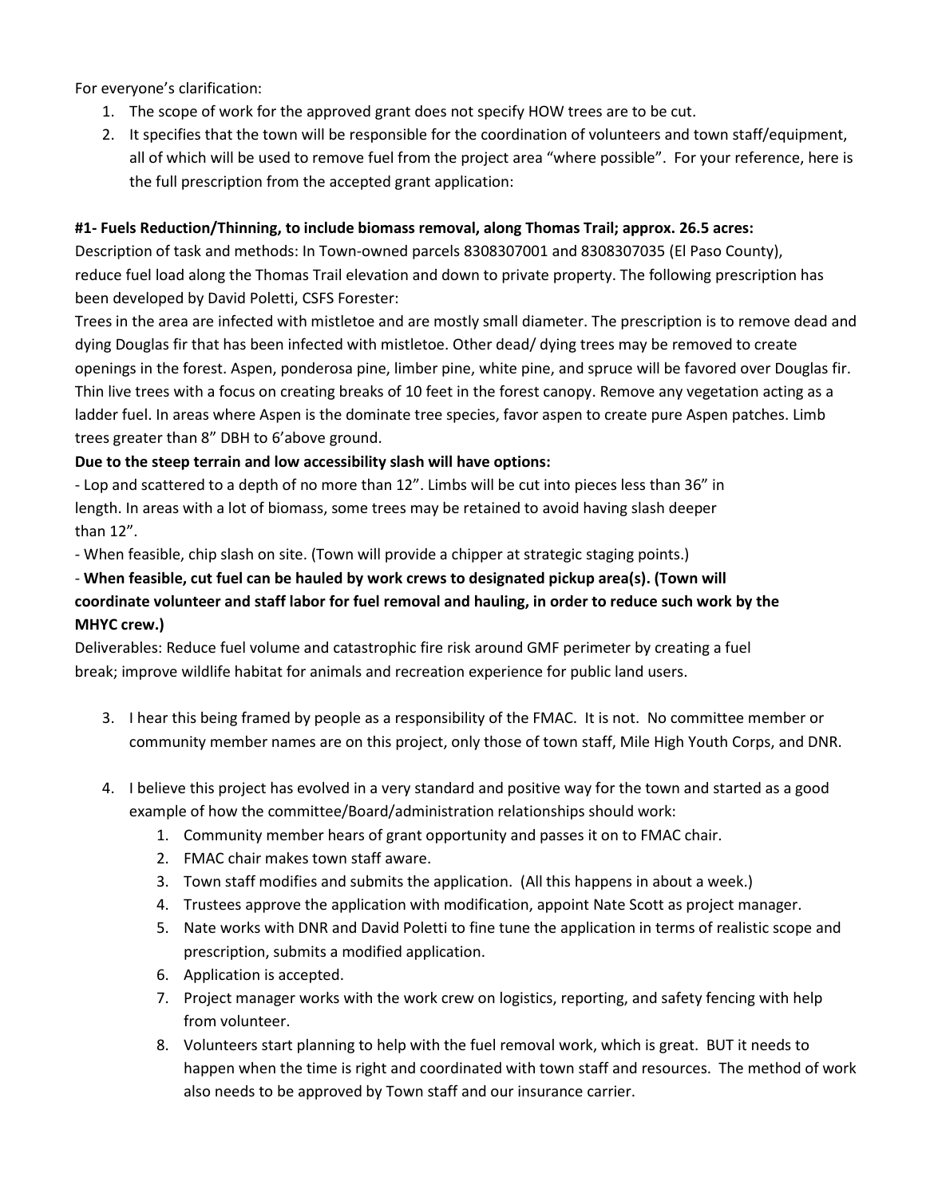For everyone's clarification:

1. The scope of work for the approved grant does not specify HOW trees are to be cut.
2. It specifies that the town will be responsible for the coordination of volunteers and town staff/equipment, all of which will be used to remove fuel from the project area "where possible". For your reference, here is the full prescription from the accepted grant application:

**#1- Fuels Reduction/Thinning, to include biomass removal, along Thomas Trail; approx. 26.5 acres:**

Description of task and methods: In Town-owned parcels 8308307001 and 8308307035 (El Paso County), reduce fuel load along the Thomas Trail elevation and down to private property. The following prescription has been developed by David Poletti, CSFS Forester:

Trees in the area are infected with mistletoe and are mostly small diameter. The prescription is to remove dead and dying Douglas fir that has been infected with mistletoe. Other dead/ dying trees may be removed to create openings in the forest. Aspen, ponderosa pine, limber pine, white pine, and spruce will be favored over Douglas fir. Thin live trees with a focus on creating breaks of 10 feet in the forest canopy. Remove any vegetation acting as a ladder fuel. In areas where Aspen is the dominate tree species, favor aspen to create pure Aspen patches. Limb trees greater than 8" DBH to 6'above ground.

**Due to the steep terrain and low accessibility slash will have options:**

- Lop and scattered to a depth of no more than 12". Limbs will be cut into pieces less than 36" in length. In areas with a lot of biomass, some trees may be retained to avoid having slash deeper than 12".
- When feasible, chip slash on site. (Town will provide a chipper at strategic staging points.)
- **When feasible, cut fuel can be hauled by work crews to designated pickup area(s). (Town will coordinate volunteer and staff labor for fuel removal and hauling, in order to reduce such work by the MHYC crew.)**

Deliverables: Reduce fuel volume and catastrophic fire risk around GMF perimeter by creating a fuel break; improve wildlife habitat for animals and recreation experience for public land users.

3. I hear this being framed by people as a responsibility of the FMAC. It is not. No committee member or community member names are on this project, only those of town staff, Mile High Youth Corps, and DNR.

4. I believe this project has evolved in a very standard and positive way for the town and started as a good example of how the committee/Board/administration relationships should work:
   1. Community member hears of grant opportunity and passes it on to FMAC chair.
   2. FMAC chair makes town staff aware.
   3. Town staff modifies and submits the application. (All this happens in about a week.)
   4. Trustees approve the application with modification, appoint Nate Scott as project manager.
   5. Nate works with DNR and David Poletti to fine tune the application in terms of realistic scope and prescription, submits a modified application.
   6. Application is accepted.
   7. Project manager works with the work crew on logistics, reporting, and safety fencing with help from volunteer.
   8. Volunteers start planning to help with the fuel removal work, which is great. BUT it needs to happen when the time is right and coordinated with town staff and resources. The method of work also needs to be approved by Town staff and our insurance carrier.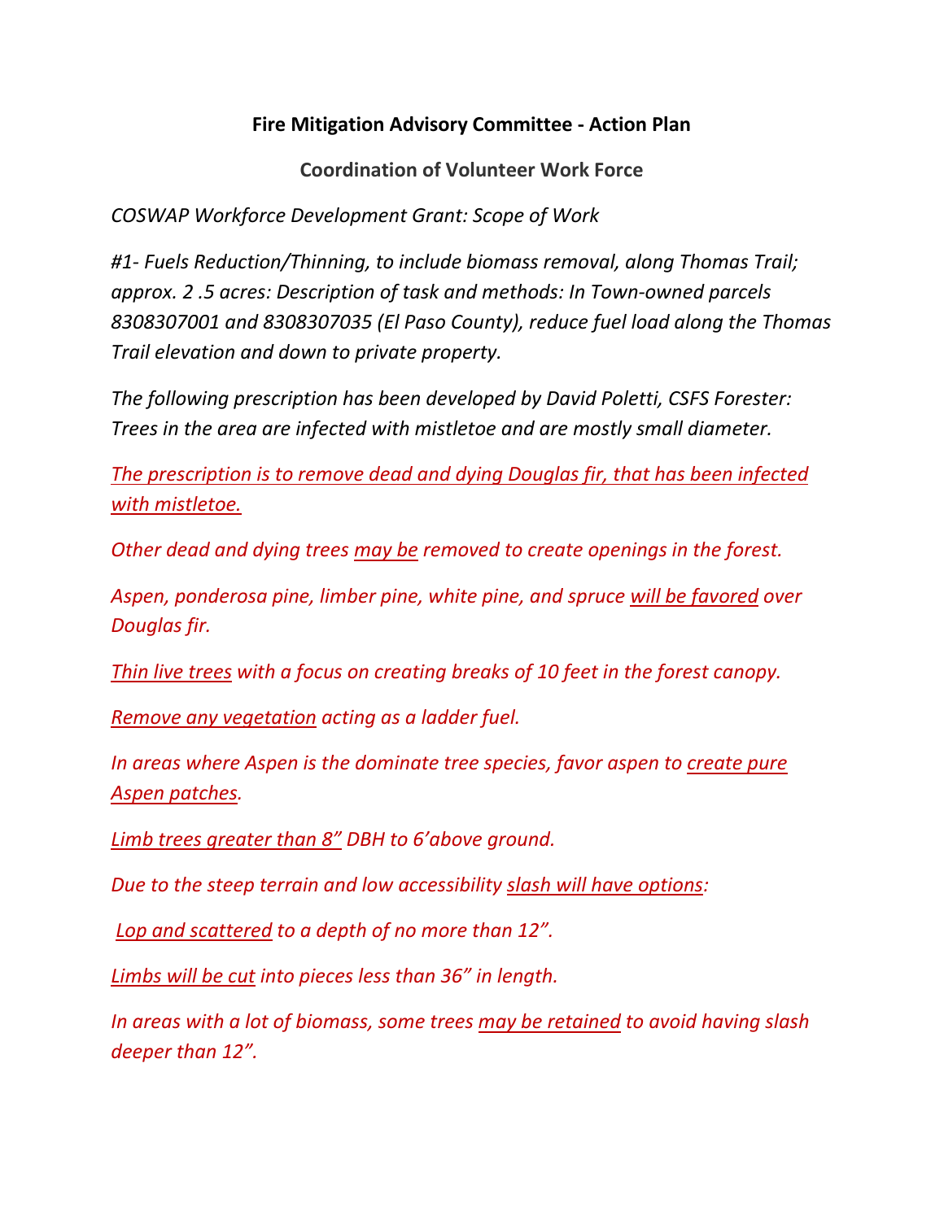**Fire Mitigation Advisory Committee - Action Plan**

**Coordination of Volunteer Work Force**

*COSWAP Workforce Development Grant: Scope of Work*

*#1- Fuels Reduction/Thinning, to include biomass removal, along Thomas Trail; approx. 2 .5 acres: Description of task and methods: In Town-owned parcels 8308307001 and 8308307035 (El Paso County), reduce fuel load along the Thomas Trail elevation and down to private property.*

*The following prescription has been developed by David Poletti, CSFS Forester: Trees in the area are infected with mistletoe and are mostly small diameter.*

*The prescription is to remove dead and dying Douglas fir, that has been infected with mistletoe.*

*Other dead and dying trees may be removed to create openings in the forest.*

*Aspen, ponderosa pine, limber pine, white pine, and spruce will be favored over Douglas fir.*

*Thin live trees with a focus on creating breaks of 10 feet in the forest canopy.*

*Remove any vegetation acting as a ladder fuel.*

*In areas where Aspen is the dominate tree species, favor aspen to create pure Aspen patches.*

*Limb trees greater than 8" DBH to 6'above ground.*

*Due to the steep terrain and low accessibility slash will have options:*

*Lop and scattered to a depth of no more than 12".*

*Limbs will be cut into pieces less than 36" in length.*

*In areas with a lot of biomass, some trees may be retained to avoid having slash deeper than 12".*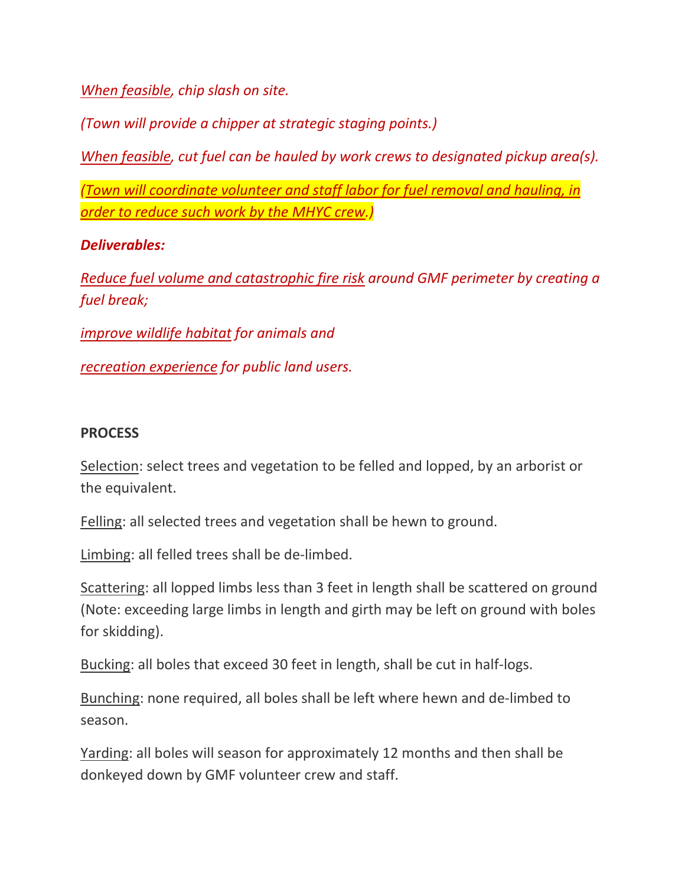*When feasible, chip slash on site.*

*(Town will provide a chipper at strategic staging points.)*

*When feasible, cut fuel can be hauled by work crews to designated pickup area(s).*

*(Town will coordinate volunteer and staff labor for fuel removal and hauling, in order to reduce such work by the MHYC crew.)*

***Deliverables:***

*Reduce fuel volume and catastrophic fire risk around GMF perimeter by creating a fuel break;*

*improve wildlife habitat for animals and*

*recreation experience for public land users.*

**PROCESS**

Selection: select trees and vegetation to be felled and lopped, by an arborist or the equivalent.

Felling: all selected trees and vegetation shall be hewn to ground.

Limbing: all felled trees shall be de-limbed.

Scattering: all lopped limbs less than 3 feet in length shall be scattered on ground (Note: exceeding large limbs in length and girth may be left on ground with boles for skidding).

Bucking: all boles that exceed 30 feet in length, shall be cut in half-logs.

Bunching: none required, all boles shall be left where hewn and de-limbed to season.

Yarding: all boles will season for approximately 12 months and then shall be donkeyed down by GMF volunteer crew and staff.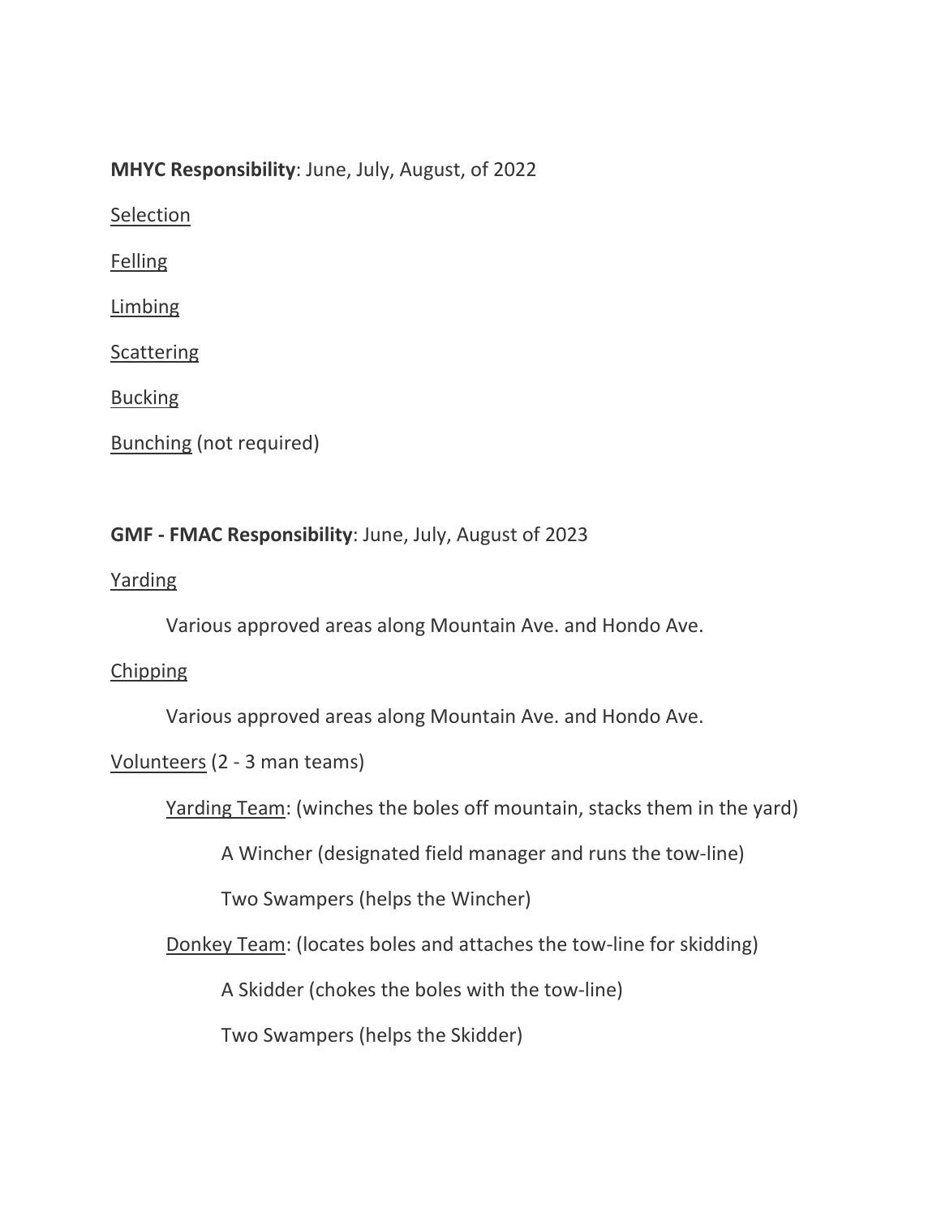**MHYC Responsibility**: June, July, August, of 2022

<u>Selection</u>

<u>Felling</u>

<u>Limbing</u>

<u>Scattering</u>

<u>Bucking</u>

<u>Bunching</u> (not required)

**GMF - FMAC Responsibility**: June, July, August of 2023

<u>Yarding</u>

Various approved areas along Mountain Ave. and Hondo Ave.

<u>Chipping</u>

Various approved areas along Mountain Ave. and Hondo Ave.

<u>Volunteers</u> (2 - 3 man teams)

- <u>Yarding Team</u>: (winches the boles off mountain, stacks them in the yard)
  - A Wincher (designated field manager and runs the tow-line)
  - Two Swampers (helps the Wincher)
- <u>Donkey Team</u>: (locates boles and attaches the tow-line for skidding)
  - A Skidder (chokes the boles with the tow-line)
  - Two Swampers (helps the Skidder)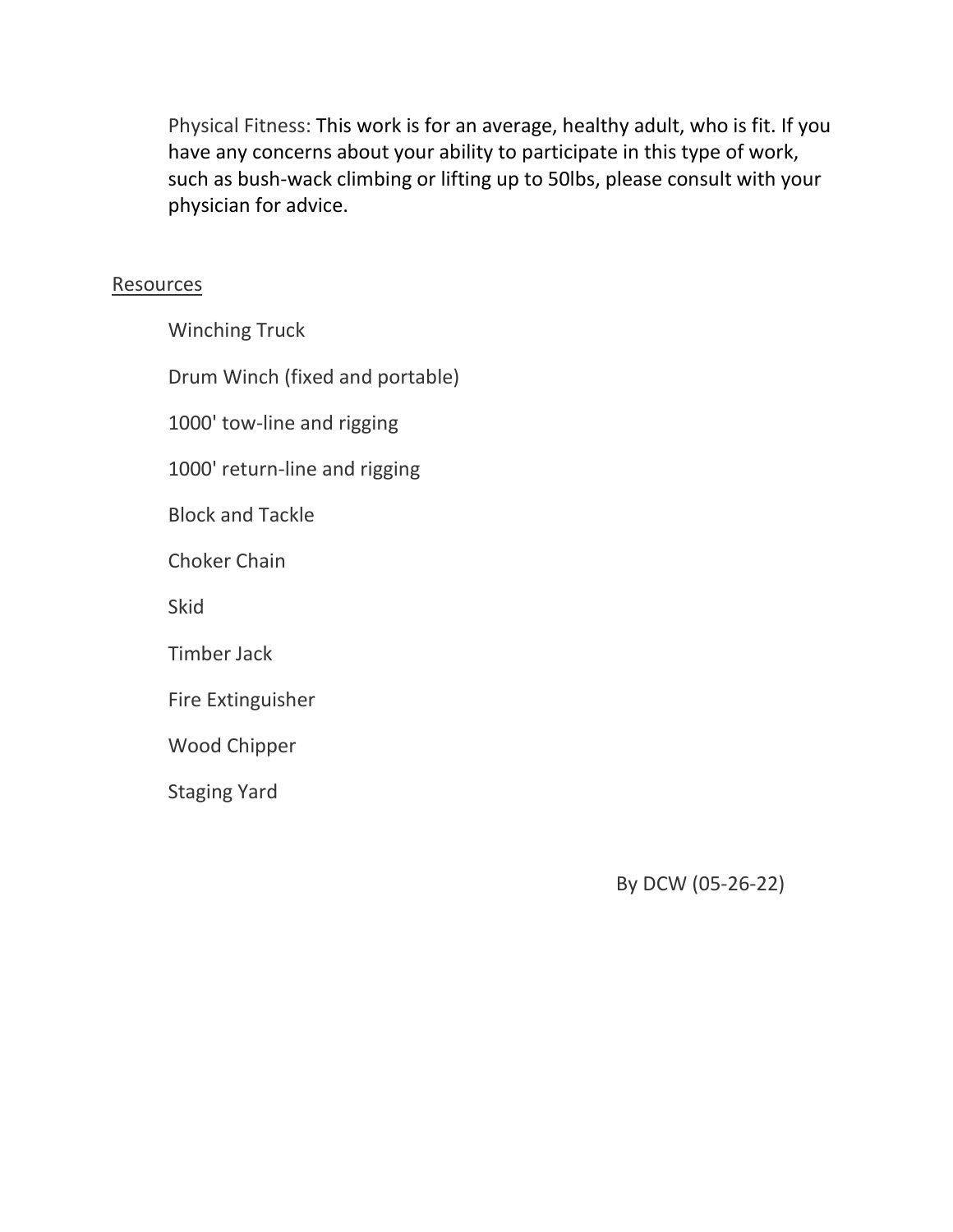Physical Fitness: This work is for an average, healthy adult, who is fit. If you have any concerns about your ability to participate in this type of work, such as bush-wack climbing or lifting up to 50lbs, please consult with your physician for advice.

## Resources

- Winching Truck
- Drum Winch (fixed and portable)
- 1000' tow-line and rigging
- 1000' return-line and rigging
- Block and Tackle
- Choker Chain
- Skid
- Timber Jack
- Fire Extinguisher
- Wood Chipper
- Staging Yard

By DCW (05-26-22)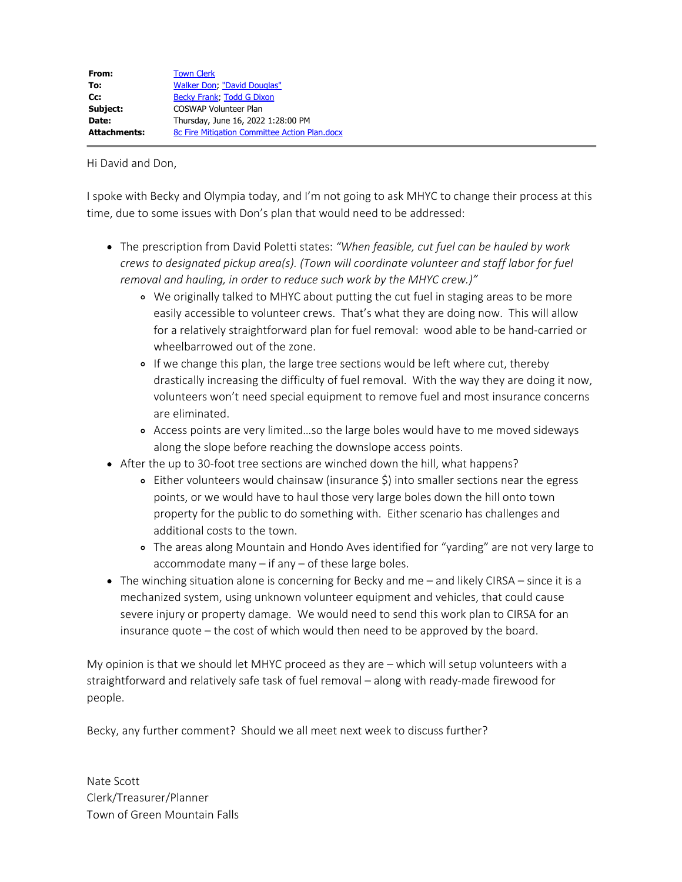| | |
|---|---|
| **From:** | Town Clerk |
| **To:** | Walker Don; "David Douglas" |
| **Cc:** | Becky Frank; Todd G Dixon |
| **Subject:** | COSWAP Volunteer Plan |
| **Date:** | Thursday, June 16, 2022 1:28:00 PM |
| **Attachments:** | 8c Fire Mitigation Committee Action Plan.docx |

Hi David and Don,

I spoke with Becky and Olympia today, and I'm not going to ask MHYC to change their process at this time, due to some issues with Don's plan that would need to be addressed:

- The prescription from David Poletti states: *"When feasible, cut fuel can be hauled by work crews to designated pickup area(s). (Town will coordinate volunteer and staff labor for fuel removal and hauling, in order to reduce such work by the MHYC crew.)"*
  - We originally talked to MHYC about putting the cut fuel in staging areas to be more easily accessible to volunteer crews. That's what they are doing now. This will allow for a relatively straightforward plan for fuel removal: wood able to be hand-carried or wheelbarrowed out of the zone.
  - If we change this plan, the large tree sections would be left where cut, thereby drastically increasing the difficulty of fuel removal. With the way they are doing it now, volunteers won't need special equipment to remove fuel and most insurance concerns are eliminated.
  - Access points are very limited…so the large boles would have to me moved sideways along the slope before reaching the downslope access points.
- After the up to 30-foot tree sections are winched down the hill, what happens?
  - Either volunteers would chainsaw (insurance $) into smaller sections near the egress points, or we would have to haul those very large boles down the hill onto town property for the public to do something with. Either scenario has challenges and additional costs to the town.
  - The areas along Mountain and Hondo Aves identified for "yarding" are not very large to accommodate many – if any – of these large boles.
- The winching situation alone is concerning for Becky and me – and likely CIRSA – since it is a mechanized system, using unknown volunteer equipment and vehicles, that could cause severe injury or property damage. We would need to send this work plan to CIRSA for an insurance quote – the cost of which would then need to be approved by the board.

My opinion is that we should let MHYC proceed as they are – which will setup volunteers with a straightforward and relatively safe task of fuel removal – along with ready-made firewood for people.

Becky, any further comment? Should we all meet next week to discuss further?

Nate Scott
Clerk/Treasurer/Planner
Town of Green Mountain Falls